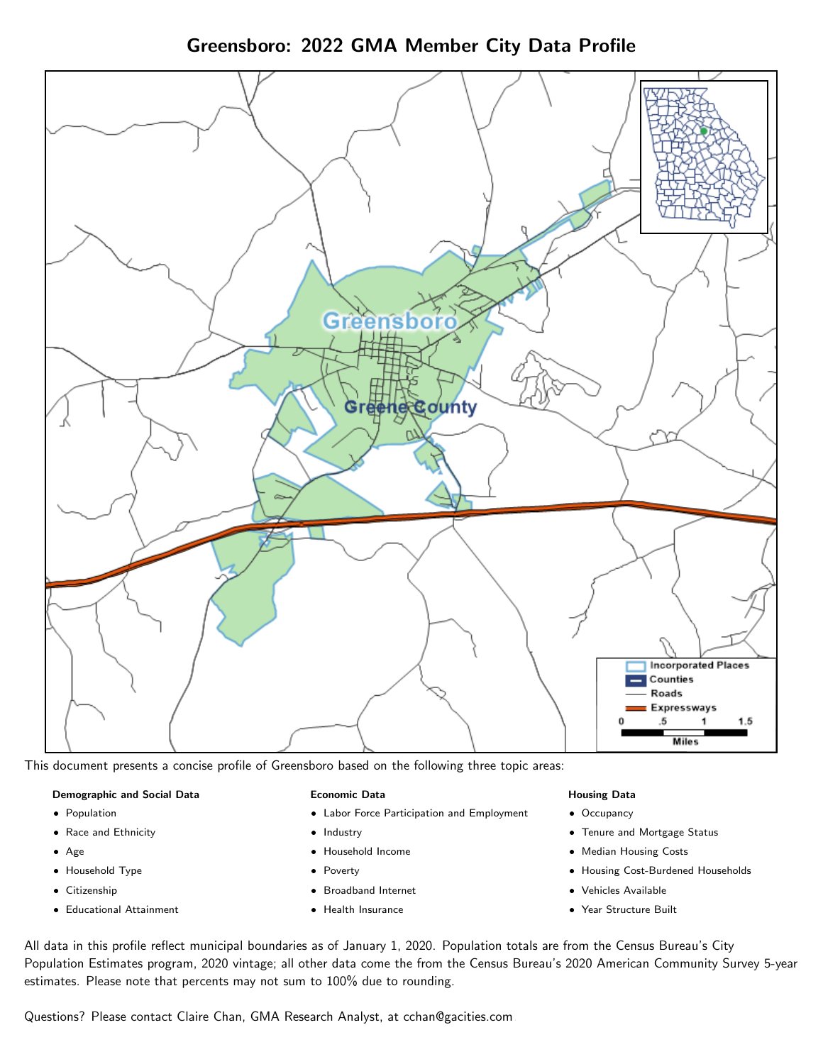# Greensboro: 2022 GMA Member City Data Profile

This document presents a concise profile of Greensboro based on the following three topic areas:

**Demographic and Social Data**

- Population
- Race and Ethnicity
- Age
- Household Type
- Citizenship
- Educational Attainment

**Economic Data**

- Labor Force Participation and Employment
- Industry
- Household Income
- Poverty
- Broadband Internet
- Health Insurance

**Housing Data**

- Occupancy
- Tenure and Mortgage Status
- Median Housing Costs
- Housing Cost-Burdened Households
- Vehicles Available
- Year Structure Built

All data in this profile reflect municipal boundaries as of January 1, 2020. Population totals are from the Census Bureau's City Population Estimates program, 2020 vintage; all other data come the from the Census Bureau's 2020 American Community Survey 5-year estimates. Please note that percents may not sum to 100% due to rounding.

Questions? Please contact Claire Chan, GMA Research Analyst, at cchan@gacities.com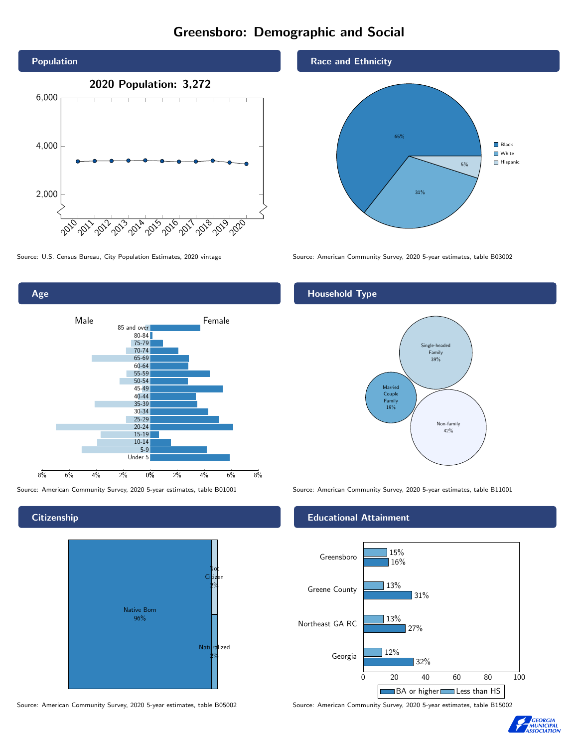# Greensboro: Demographic and Social

## Population

2020 Population: 3,272

Source: U.S. Census Bureau, City Population Estimates, 2020 vintage

## Race and Ethnicity

| Group | Percent |
|---|---|
| Black | 65% |
| White | 31% |
| Hispanic | 5% |

Source: American Community Survey, 2020 5-year estimates, table B03002

## Age

Male / Female

Source: American Community Survey, 2020 5-year estimates, table B01001

## Household Type

| Household Type | Percent |
|---|---|
| Single-headed Family | 39% |
| Married Couple Family | 19% |
| Non-family | 42% |

Source: American Community Survey, 2020 5-year estimates, table B11001

## Citizenship

| Status | Percent |
|---|---|
| Native Born | 96% |
| Not Citizen | 2% |
| Naturalized | 2% |

Source: American Community Survey, 2020 5-year estimates, table B05002

## Educational Attainment

| Area | Less than HS | BA or higher |
|---|---|---|
| Greensboro | 15% | 16% |
| Greene County | 13% | 31% |
| Northeast GA RC | 13% | 27% |
| Georgia | 12% | 32% |

Source: American Community Survey, 2020 5-year estimates, table B15002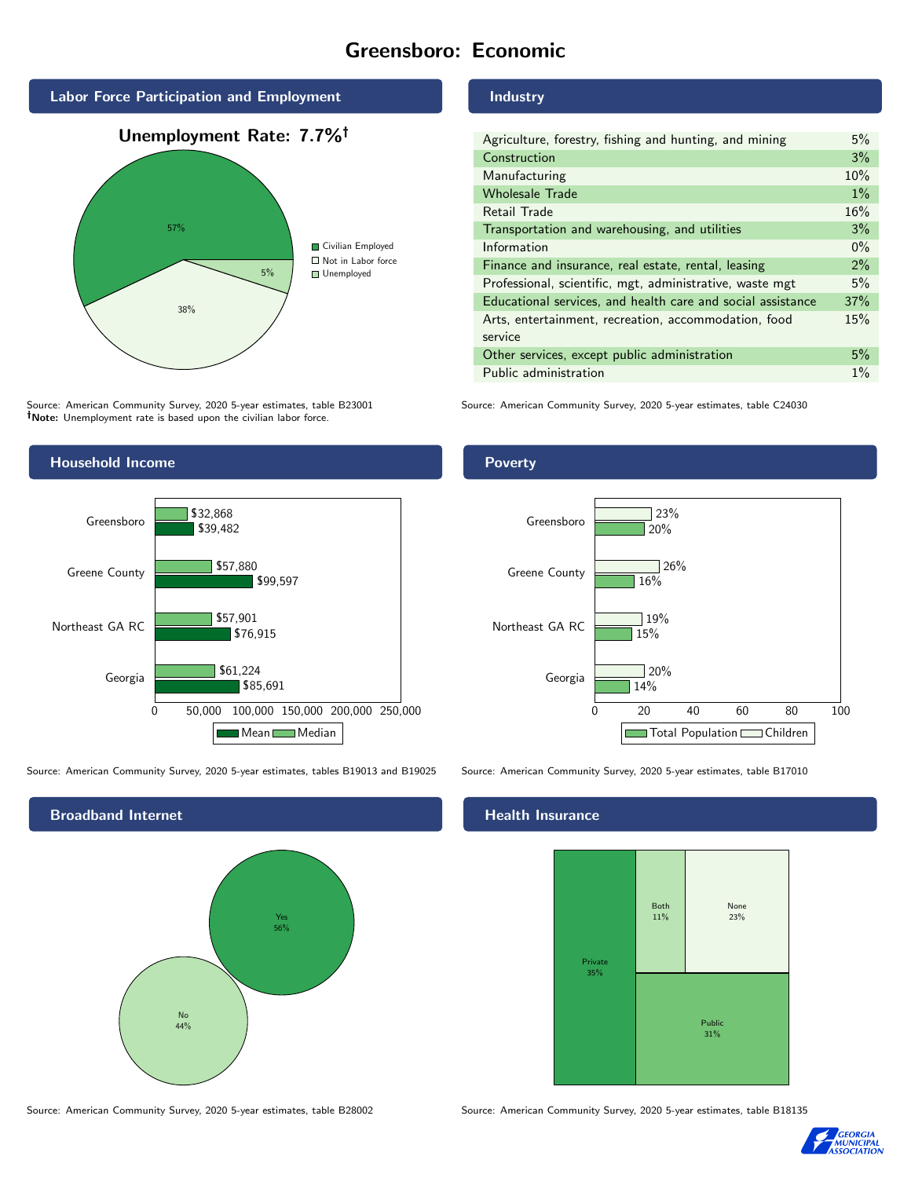# Greensboro: Economic

## Labor Force Participation and Employment

**Unemployment Rate: 7.7%†**

| Category | Percent |
|---|---|
| Civilian Employed | 57% |
| Not in Labor force | 38% |
| Unemployed | 5% |

Source: American Community Survey, 2020 5-year estimates, table B23001
**†Note:** Unemployment rate is based upon the civilian labor force.

## Industry

| Industry | Percent |
|---|---|
| Agriculture, forestry, fishing and hunting, and mining | 5% |
| Construction | 3% |
| Manufacturing | 10% |
| Wholesale Trade | 1% |
| Retail Trade | 16% |
| Transportation and warehousing, and utilities | 3% |
| Information | 0% |
| Finance and insurance, real estate, rental, leasing | 2% |
| Professional, scientific, mgt, administrative, waste mgt | 5% |
| Educational services, and health care and social assistance | 37% |
| Arts, entertainment, recreation, accommodation, food service | 15% |
| Other services, except public administration | 5% |
| Public administration | 1% |

Source: American Community Survey, 2020 5-year estimates, table C24030

## Household Income

| Area | Median | Mean |
|---|---|---|
| Greensboro | $32,868 | $39,482 |
| Greene County | $57,880 | $99,597 |
| Northeast GA RC | $57,901 | $76,915 |
| Georgia | $61,224 | $85,691 |

Source: American Community Survey, 2020 5-year estimates, tables B19013 and B19025

## Poverty

| Area | Children | Total Population |
|---|---|---|
| Greensboro | 23% | 20% |
| Greene County | 26% | 16% |
| Northeast GA RC | 19% | 15% |
| Georgia | 20% | 14% |

Source: American Community Survey, 2020 5-year estimates, table B17010

## Broadband Internet

| Response | Percent |
|---|---|
| Yes | 56% |
| No | 44% |

Source: American Community Survey, 2020 5-year estimates, table B28002

## Health Insurance

| Type | Percent |
|---|---|
| Private | 35% |
| Both | 11% |
| None | 23% |
| Public | 31% |

Source: American Community Survey, 2020 5-year estimates, table B18135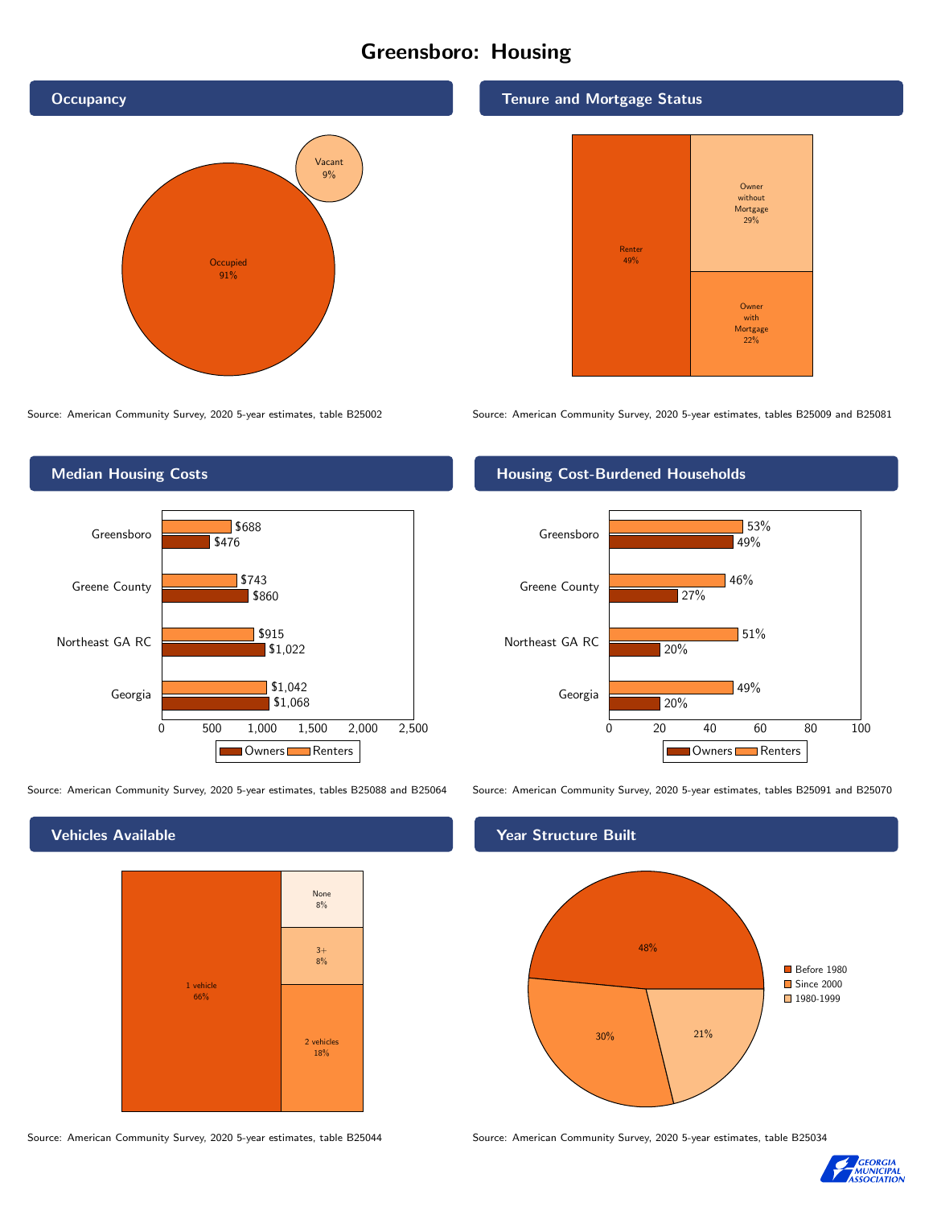# Greensboro: Housing

## Occupancy

Vacant
9%

Occupied
91%

Source: American Community Survey, 2020 5-year estimates, table B25002

## Tenure and Mortgage Status

Renter
49%

Owner
without
Mortgage
29%

Owner
with
Mortgage
22%

Source: American Community Survey, 2020 5-year estimates, tables B25009 and B25081

## Median Housing Costs

Greensboro
$688
$476

Greene County
$743
$860

Northeast GA RC
$915
$1,022

Georgia
$1,042
$1,068

0 500 1,000 1,500 2,000 2,500

Owners Renters

Source: American Community Survey, 2020 5-year estimates, tables B25088 and B25064

## Housing Cost-Burdened Households

Greensboro
53%
49%

Greene County
46%
27%

Northeast GA RC
51%
20%

Georgia
49%
20%

0 20 40 60 80 100

Owners Renters

Source: American Community Survey, 2020 5-year estimates, tables B25091 and B25070

## Vehicles Available

1 vehicle
66%

None
8%

3+
8%

2 vehicles
18%

Source: American Community Survey, 2020 5-year estimates, table B25044

## Year Structure Built

48%

30%

21%

Before 1980
Since 2000
1980-1999

Source: American Community Survey, 2020 5-year estimates, table B25034